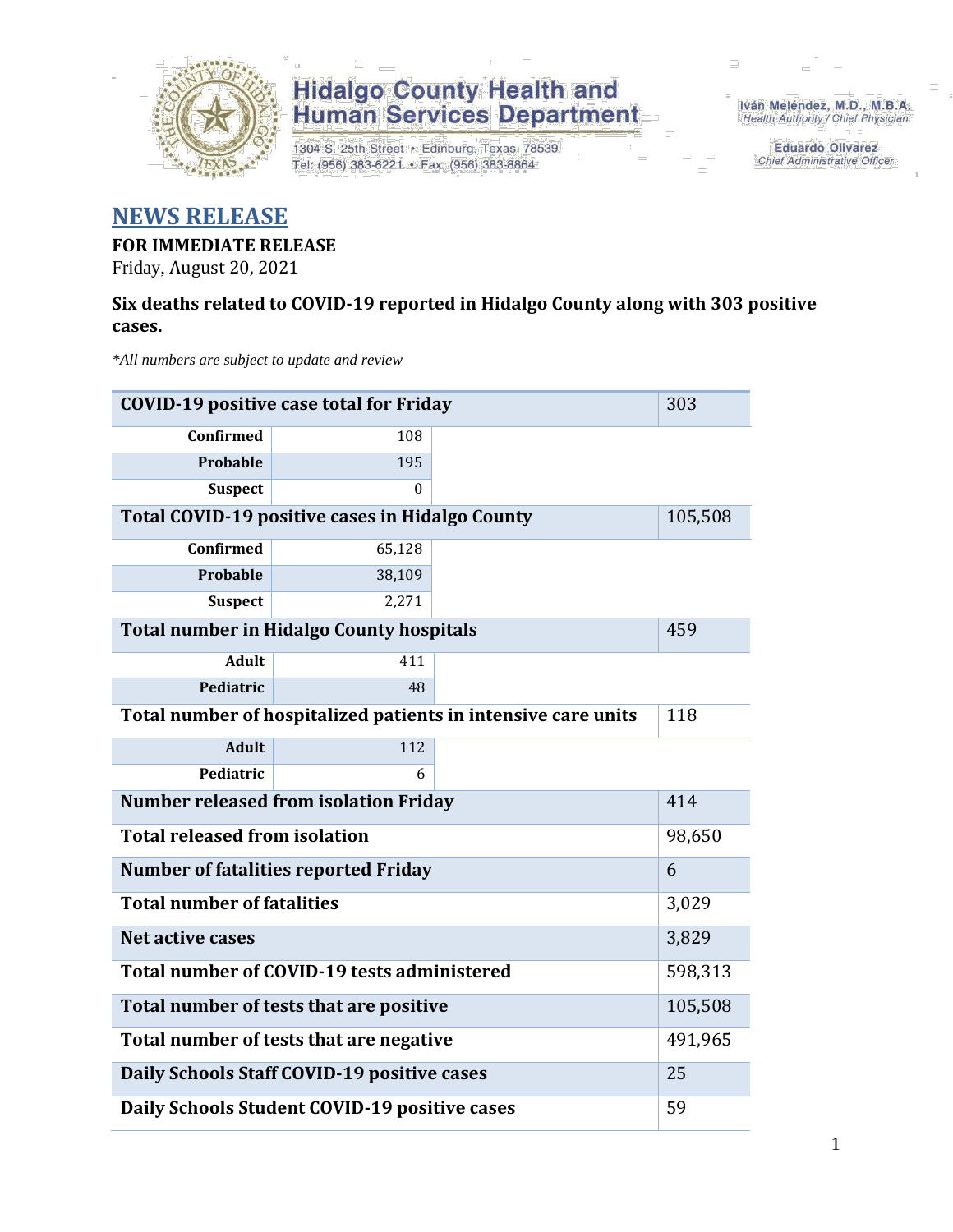Hidalgo County Health and Human Services Department

1304 S. 25th Street • Edinburg, Texas 78539
Tel: (956) 383-6221 • Fax: (956) 383-8864

Iván Meléndez, M.D., M.B.A.
*Health Authority / Chief Physician*

Eduardo Olivarez
*Chief Administrative Officer*

# NEWS RELEASE

**FOR IMMEDIATE RELEASE**
Friday, August 20, 2021

**Six deaths related to COVID-19 reported in Hidalgo County along with 303 positive cases.**

*\*All numbers are subject to update and review*

| COVID-19 positive case total for Friday | | 303 |
|---|---|---|
| Confirmed | 108 | |
| Probable | 195 | |
| Suspect | 0 | |
| **Total COVID-19 positive cases in Hidalgo County** | | 105,508 |
| Confirmed | 65,128 | |
| Probable | 38,109 | |
| Suspect | 2,271 | |
| **Total number in Hidalgo County hospitals** | | 459 |
| Adult | 411 | |
| Pediatric | 48 | |
| **Total number of hospitalized patients in intensive care units** | | 118 |
| Adult | 112 | |
| Pediatric | 6 | |
| **Number released from isolation Friday** | | 414 |
| **Total released from isolation** | | 98,650 |
| **Number of fatalities reported Friday** | | 6 |
| **Total number of fatalities** | | 3,029 |
| **Net active cases** | | 3,829 |
| **Total number of COVID-19 tests administered** | | 598,313 |
| **Total number of tests that are positive** | | 105,508 |
| **Total number of tests that are negative** | | 491,965 |
| **Daily Schools Staff COVID-19 positive cases** | | 25 |
| **Daily Schools Student COVID-19 positive cases** | | 59 |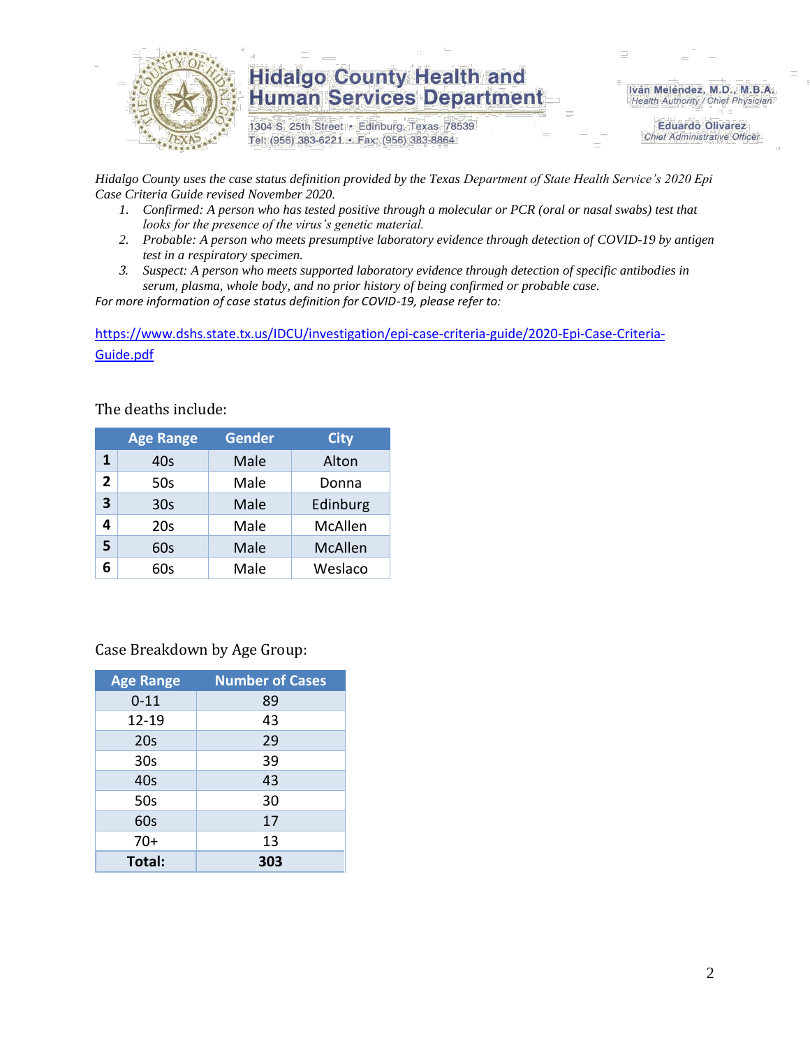# Hidalgo County Health and Human Services Department

1304 S. 25th Street • Edinburg, Texas 78539
Tel: (956) 383-6221 • Fax: (956) 383-8864

Iván Meléndez, M.D., M.B.A.
*Health Authority / Chief Physician*

Eduardo Olivarez
*Chief Administrative Officer*

*Hidalgo County uses the case status definition provided by the Texas Department of State Health Service's 2020 Epi Case Criteria Guide revised November 2020.*

1. *Confirmed: A person who has tested positive through a molecular or PCR (oral or nasal swabs) test that looks for the presence of the virus's genetic material.*
2. *Probable: A person who meets presumptive laboratory evidence through detection of COVID-19 by antigen test in a respiratory specimen.*
3. *Suspect: A person who meets supported laboratory evidence through detection of specific antibodies in serum, plasma, whole body, and no prior history of being confirmed or probable case.*

*For more information of case status definition for COVID-19, please refer to:*

https://www.dshs.state.tx.us/IDCU/investigation/epi-case-criteria-guide/2020-Epi-Case-Criteria-Guide.pdf

The deaths include:

| | Age Range | Gender | City |
|---|---|---|---|
| **1** | 40s | Male | Alton |
| **2** | 50s | Male | Donna |
| **3** | 30s | Male | Edinburg |
| **4** | 20s | Male | McAllen |
| **5** | 60s | Male | McAllen |
| **6** | 60s | Male | Weslaco |

Case Breakdown by Age Group:

| Age Range | Number of Cases |
|---|---|
| 0-11 | 89 |
| 12-19 | 43 |
| 20s | 29 |
| 30s | 39 |
| 40s | 43 |
| 50s | 30 |
| 60s | 17 |
| 70+ | 13 |
| **Total:** | **303** |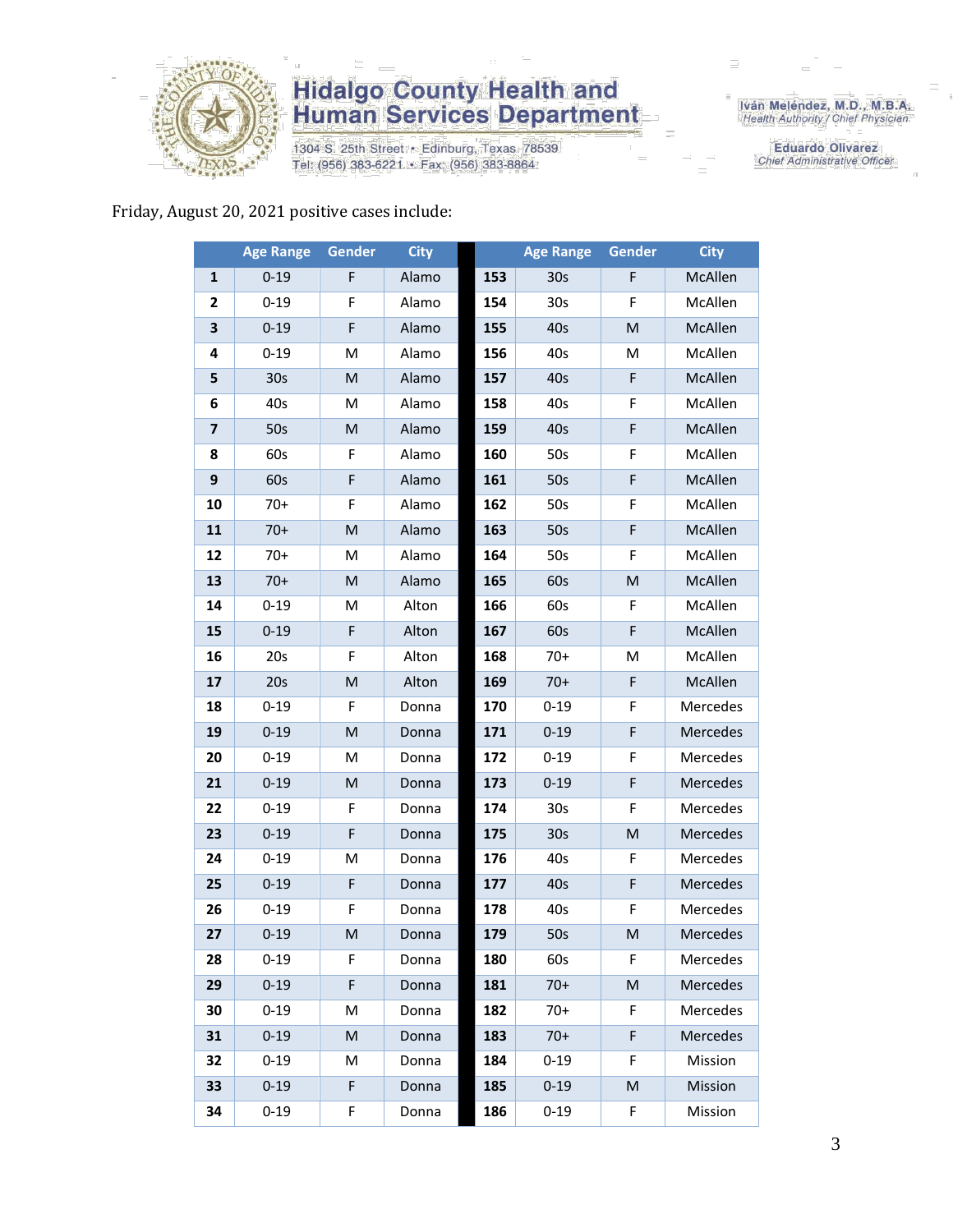Hidalgo County Health and Human Services Department
1304 S. 25th Street • Edinburg, Texas 78539
Tel: (956) 383-6221 • Fax: (956) 383-8864

Iván Meléndez, M.D., M.B.A.
Health Authority / Chief Physician

Eduardo Olivarez
Chief Administrative Officer

Friday, August 20, 2021 positive cases include:

| | Age Range | Gender | City | | Age Range | Gender | City |
|---|---|---|---|---|---|---|---|
| **1** | 0-19 | F | Alamo | **153** | 30s | F | McAllen |
| **2** | 0-19 | F | Alamo | **154** | 30s | F | McAllen |
| **3** | 0-19 | F | Alamo | **155** | 40s | M | McAllen |
| **4** | 0-19 | M | Alamo | **156** | 40s | M | McAllen |
| **5** | 30s | M | Alamo | **157** | 40s | F | McAllen |
| **6** | 40s | M | Alamo | **158** | 40s | F | McAllen |
| **7** | 50s | M | Alamo | **159** | 40s | F | McAllen |
| **8** | 60s | F | Alamo | **160** | 50s | F | McAllen |
| **9** | 60s | F | Alamo | **161** | 50s | F | McAllen |
| **10** | 70+ | F | Alamo | **162** | 50s | F | McAllen |
| **11** | 70+ | M | Alamo | **163** | 50s | F | McAllen |
| **12** | 70+ | M | Alamo | **164** | 50s | F | McAllen |
| **13** | 70+ | M | Alamo | **165** | 60s | M | McAllen |
| **14** | 0-19 | M | Alton | **166** | 60s | F | McAllen |
| **15** | 0-19 | F | Alton | **167** | 60s | F | McAllen |
| **16** | 20s | F | Alton | **168** | 70+ | M | McAllen |
| **17** | 20s | M | Alton | **169** | 70+ | F | McAllen |
| **18** | 0-19 | F | Donna | **170** | 0-19 | F | Mercedes |
| **19** | 0-19 | M | Donna | **171** | 0-19 | F | Mercedes |
| **20** | 0-19 | M | Donna | **172** | 0-19 | F | Mercedes |
| **21** | 0-19 | M | Donna | **173** | 0-19 | F | Mercedes |
| **22** | 0-19 | F | Donna | **174** | 30s | F | Mercedes |
| **23** | 0-19 | F | Donna | **175** | 30s | M | Mercedes |
| **24** | 0-19 | M | Donna | **176** | 40s | F | Mercedes |
| **25** | 0-19 | F | Donna | **177** | 40s | F | Mercedes |
| **26** | 0-19 | F | Donna | **178** | 40s | F | Mercedes |
| **27** | 0-19 | M | Donna | **179** | 50s | M | Mercedes |
| **28** | 0-19 | F | Donna | **180** | 60s | F | Mercedes |
| **29** | 0-19 | F | Donna | **181** | 70+ | M | Mercedes |
| **30** | 0-19 | M | Donna | **182** | 70+ | F | Mercedes |
| **31** | 0-19 | M | Donna | **183** | 70+ | F | Mercedes |
| **32** | 0-19 | M | Donna | **184** | 0-19 | F | Mission |
| **33** | 0-19 | F | Donna | **185** | 0-19 | M | Mission |
| **34** | 0-19 | F | Donna | **186** | 0-19 | F | Mission |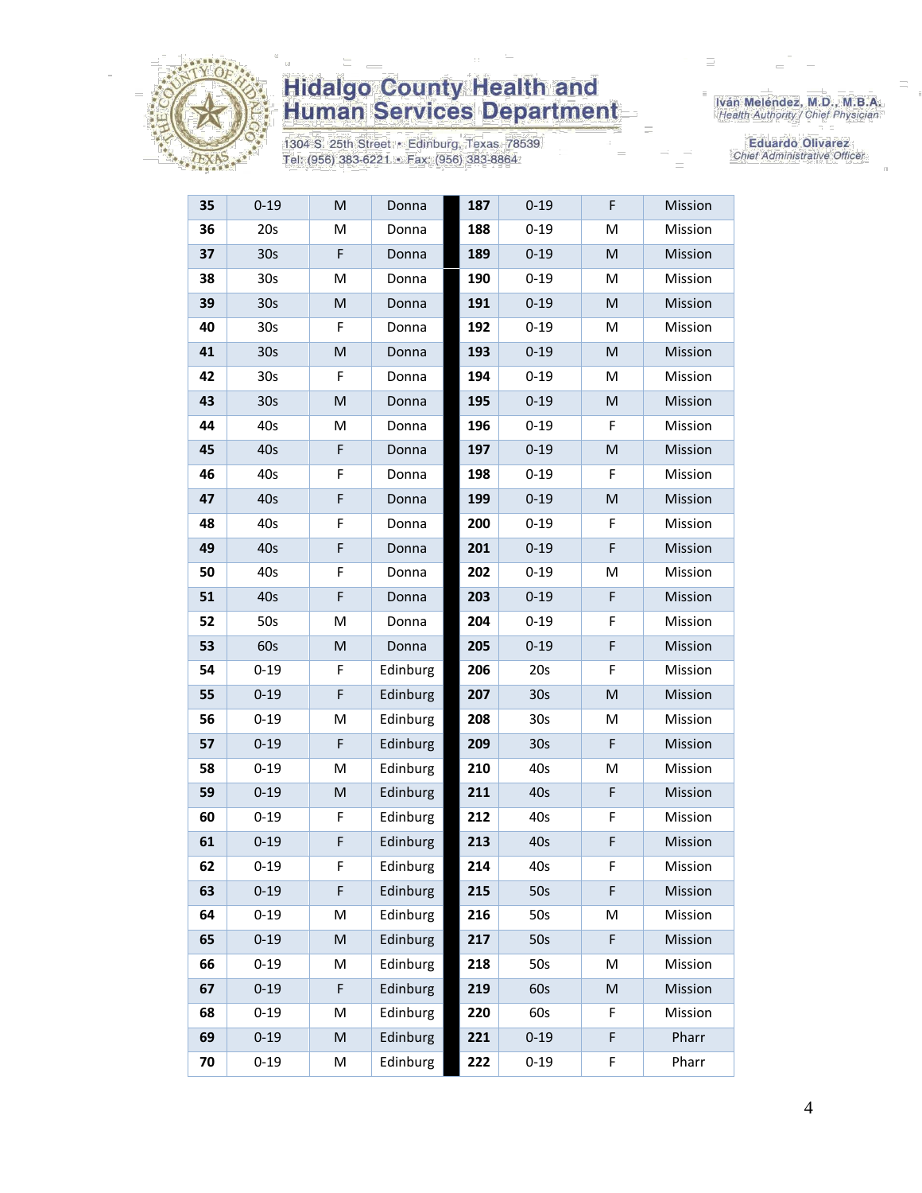| 35 | 0-19 | M | Donna | 187 | 0-19 | F | Mission |
|---|---|---|---|---|---|---|---|
| 36 | 20s | M | Donna | 188 | 0-19 | M | Mission |
| 37 | 30s | F | Donna | 189 | 0-19 | M | Mission |
| 38 | 30s | M | Donna | 190 | 0-19 | M | Mission |
| 39 | 30s | M | Donna | 191 | 0-19 | M | Mission |
| 40 | 30s | F | Donna | 192 | 0-19 | M | Mission |
| 41 | 30s | M | Donna | 193 | 0-19 | M | Mission |
| 42 | 30s | F | Donna | 194 | 0-19 | M | Mission |
| 43 | 30s | M | Donna | 195 | 0-19 | M | Mission |
| 44 | 40s | M | Donna | 196 | 0-19 | F | Mission |
| 45 | 40s | F | Donna | 197 | 0-19 | M | Mission |
| 46 | 40s | F | Donna | 198 | 0-19 | F | Mission |
| 47 | 40s | F | Donna | 199 | 0-19 | M | Mission |
| 48 | 40s | F | Donna | 200 | 0-19 | F | Mission |
| 49 | 40s | F | Donna | 201 | 0-19 | F | Mission |
| 50 | 40s | F | Donna | 202 | 0-19 | M | Mission |
| 51 | 40s | F | Donna | 203 | 0-19 | F | Mission |
| 52 | 50s | M | Donna | 204 | 0-19 | F | Mission |
| 53 | 60s | M | Donna | 205 | 0-19 | F | Mission |
| 54 | 0-19 | F | Edinburg | 206 | 20s | F | Mission |
| 55 | 0-19 | F | Edinburg | 207 | 30s | M | Mission |
| 56 | 0-19 | M | Edinburg | 208 | 30s | M | Mission |
| 57 | 0-19 | F | Edinburg | 209 | 30s | F | Mission |
| 58 | 0-19 | M | Edinburg | 210 | 40s | M | Mission |
| 59 | 0-19 | M | Edinburg | 211 | 40s | F | Mission |
| 60 | 0-19 | F | Edinburg | 212 | 40s | F | Mission |
| 61 | 0-19 | F | Edinburg | 213 | 40s | F | Mission |
| 62 | 0-19 | F | Edinburg | 214 | 40s | F | Mission |
| 63 | 0-19 | F | Edinburg | 215 | 50s | F | Mission |
| 64 | 0-19 | M | Edinburg | 216 | 50s | M | Mission |
| 65 | 0-19 | M | Edinburg | 217 | 50s | F | Mission |
| 66 | 0-19 | M | Edinburg | 218 | 50s | M | Mission |
| 67 | 0-19 | F | Edinburg | 219 | 60s | M | Mission |
| 68 | 0-19 | M | Edinburg | 220 | 60s | F | Mission |
| 69 | 0-19 | M | Edinburg | 221 | 0-19 | F | Pharr |
| 70 | 0-19 | M | Edinburg | 222 | 0-19 | F | Pharr |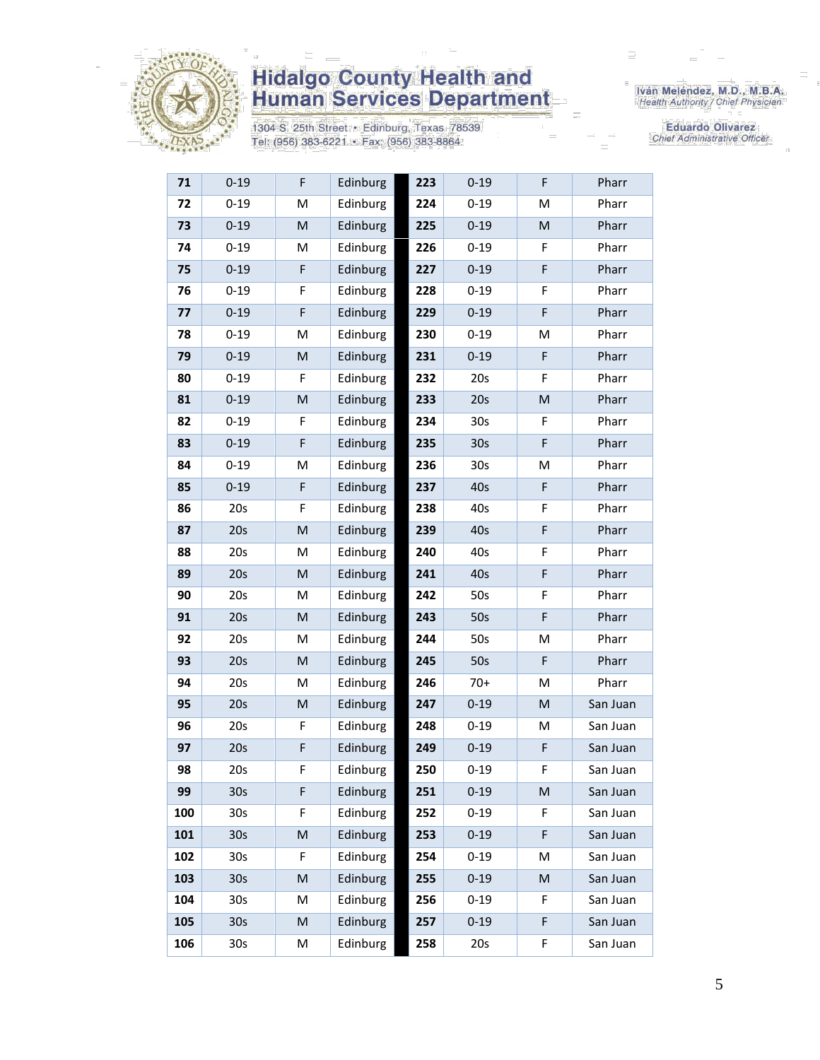| | | | | | | | |
|---|---|---|---|---|---|---|---|
| **71** | 0-19 | F | Edinburg | **223** | 0-19 | F | Pharr |
| **72** | 0-19 | M | Edinburg | **224** | 0-19 | M | Pharr |
| **73** | 0-19 | M | Edinburg | **225** | 0-19 | M | Pharr |
| **74** | 0-19 | M | Edinburg | **226** | 0-19 | F | Pharr |
| **75** | 0-19 | F | Edinburg | **227** | 0-19 | F | Pharr |
| **76** | 0-19 | F | Edinburg | **228** | 0-19 | F | Pharr |
| **77** | 0-19 | F | Edinburg | **229** | 0-19 | F | Pharr |
| **78** | 0-19 | M | Edinburg | **230** | 0-19 | M | Pharr |
| **79** | 0-19 | M | Edinburg | **231** | 0-19 | F | Pharr |
| **80** | 0-19 | F | Edinburg | **232** | 20s | F | Pharr |
| **81** | 0-19 | M | Edinburg | **233** | 20s | M | Pharr |
| **82** | 0-19 | F | Edinburg | **234** | 30s | F | Pharr |
| **83** | 0-19 | F | Edinburg | **235** | 30s | F | Pharr |
| **84** | 0-19 | M | Edinburg | **236** | 30s | M | Pharr |
| **85** | 0-19 | F | Edinburg | **237** | 40s | F | Pharr |
| **86** | 20s | F | Edinburg | **238** | 40s | F | Pharr |
| **87** | 20s | M | Edinburg | **239** | 40s | F | Pharr |
| **88** | 20s | M | Edinburg | **240** | 40s | F | Pharr |
| **89** | 20s | M | Edinburg | **241** | 40s | F | Pharr |
| **90** | 20s | M | Edinburg | **242** | 50s | F | Pharr |
| **91** | 20s | M | Edinburg | **243** | 50s | F | Pharr |
| **92** | 20s | M | Edinburg | **244** | 50s | M | Pharr |
| **93** | 20s | M | Edinburg | **245** | 50s | F | Pharr |
| **94** | 20s | M | Edinburg | **246** | 70+ | M | Pharr |
| **95** | 20s | M | Edinburg | **247** | 0-19 | M | San Juan |
| **96** | 20s | F | Edinburg | **248** | 0-19 | M | San Juan |
| **97** | 20s | F | Edinburg | **249** | 0-19 | F | San Juan |
| **98** | 20s | F | Edinburg | **250** | 0-19 | F | San Juan |
| **99** | 30s | F | Edinburg | **251** | 0-19 | M | San Juan |
| **100** | 30s | F | Edinburg | **252** | 0-19 | F | San Juan |
| **101** | 30s | M | Edinburg | **253** | 0-19 | F | San Juan |
| **102** | 30s | F | Edinburg | **254** | 0-19 | M | San Juan |
| **103** | 30s | M | Edinburg | **255** | 0-19 | M | San Juan |
| **104** | 30s | M | Edinburg | **256** | 0-19 | F | San Juan |
| **105** | 30s | M | Edinburg | **257** | 0-19 | F | San Juan |
| **106** | 30s | M | Edinburg | **258** | 20s | F | San Juan |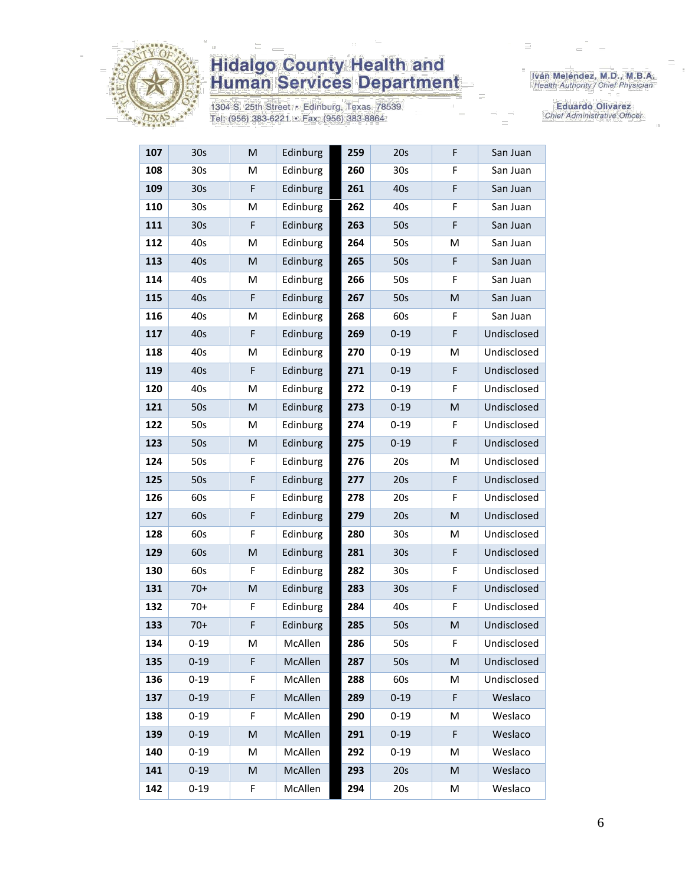| | | | | | | | |
|---|---|---|---|---|---|---|---|
| **107** | 30s | M | Edinburg | **259** | 20s | F | San Juan |
| **108** | 30s | M | Edinburg | **260** | 30s | F | San Juan |
| **109** | 30s | F | Edinburg | **261** | 40s | F | San Juan |
| **110** | 30s | M | Edinburg | **262** | 40s | F | San Juan |
| **111** | 30s | F | Edinburg | **263** | 50s | F | San Juan |
| **112** | 40s | M | Edinburg | **264** | 50s | M | San Juan |
| **113** | 40s | M | Edinburg | **265** | 50s | F | San Juan |
| **114** | 40s | M | Edinburg | **266** | 50s | F | San Juan |
| **115** | 40s | F | Edinburg | **267** | 50s | M | San Juan |
| **116** | 40s | M | Edinburg | **268** | 60s | F | San Juan |
| **117** | 40s | F | Edinburg | **269** | 0-19 | F | Undisclosed |
| **118** | 40s | M | Edinburg | **270** | 0-19 | M | Undisclosed |
| **119** | 40s | F | Edinburg | **271** | 0-19 | F | Undisclosed |
| **120** | 40s | M | Edinburg | **272** | 0-19 | F | Undisclosed |
| **121** | 50s | M | Edinburg | **273** | 0-19 | M | Undisclosed |
| **122** | 50s | M | Edinburg | **274** | 0-19 | F | Undisclosed |
| **123** | 50s | M | Edinburg | **275** | 0-19 | F | Undisclosed |
| **124** | 50s | F | Edinburg | **276** | 20s | M | Undisclosed |
| **125** | 50s | F | Edinburg | **277** | 20s | F | Undisclosed |
| **126** | 60s | F | Edinburg | **278** | 20s | F | Undisclosed |
| **127** | 60s | F | Edinburg | **279** | 20s | M | Undisclosed |
| **128** | 60s | F | Edinburg | **280** | 30s | M | Undisclosed |
| **129** | 60s | M | Edinburg | **281** | 30s | F | Undisclosed |
| **130** | 60s | F | Edinburg | **282** | 30s | F | Undisclosed |
| **131** | 70+ | M | Edinburg | **283** | 30s | F | Undisclosed |
| **132** | 70+ | F | Edinburg | **284** | 40s | F | Undisclosed |
| **133** | 70+ | F | Edinburg | **285** | 50s | M | Undisclosed |
| **134** | 0-19 | M | McAllen | **286** | 50s | F | Undisclosed |
| **135** | 0-19 | F | McAllen | **287** | 50s | M | Undisclosed |
| **136** | 0-19 | F | McAllen | **288** | 60s | M | Undisclosed |
| **137** | 0-19 | F | McAllen | **289** | 0-19 | F | Weslaco |
| **138** | 0-19 | F | McAllen | **290** | 0-19 | M | Weslaco |
| **139** | 0-19 | M | McAllen | **291** | 0-19 | F | Weslaco |
| **140** | 0-19 | M | McAllen | **292** | 0-19 | M | Weslaco |
| **141** | 0-19 | M | McAllen | **293** | 20s | M | Weslaco |
| **142** | 0-19 | F | McAllen | **294** | 20s | M | Weslaco |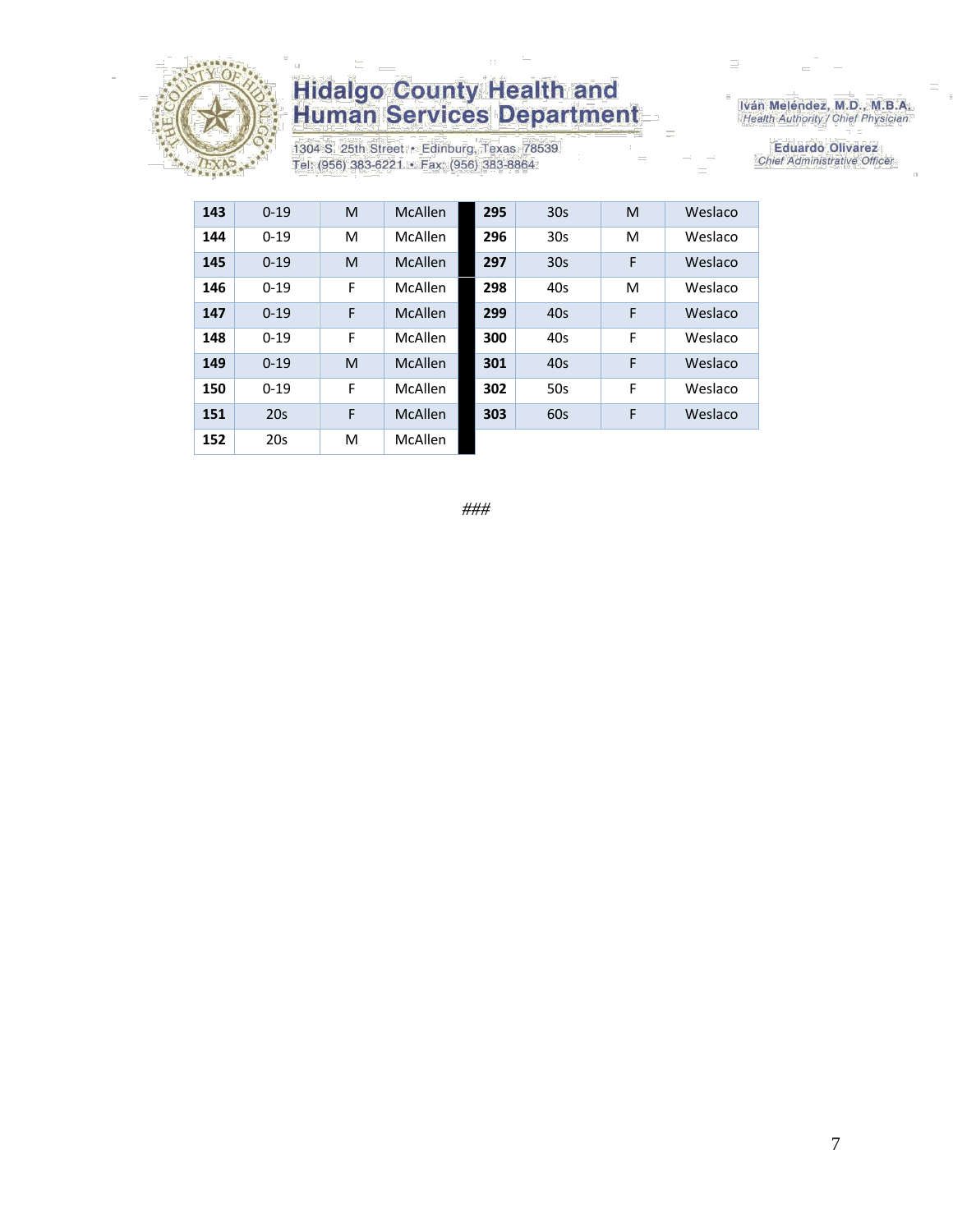| | | | | | | | | |
|---|---|---|---|---|---|---|---|---|
| **143** | 0-19 | M | McAllen | | **295** | 30s | M | Weslaco |
| **144** | 0-19 | M | McAllen | | **296** | 30s | M | Weslaco |
| **145** | 0-19 | M | McAllen | | **297** | 30s | F | Weslaco |
| **146** | 0-19 | F | McAllen | | **298** | 40s | M | Weslaco |
| **147** | 0-19 | F | McAllen | | **299** | 40s | F | Weslaco |
| **148** | 0-19 | F | McAllen | | **300** | 40s | F | Weslaco |
| **149** | 0-19 | M | McAllen | | **301** | 40s | F | Weslaco |
| **150** | 0-19 | F | McAllen | | **302** | 50s | F | Weslaco |
| **151** | 20s | F | McAllen | | **303** | 60s | F | Weslaco |
| **152** | 20s | M | McAllen | | | | | |

###